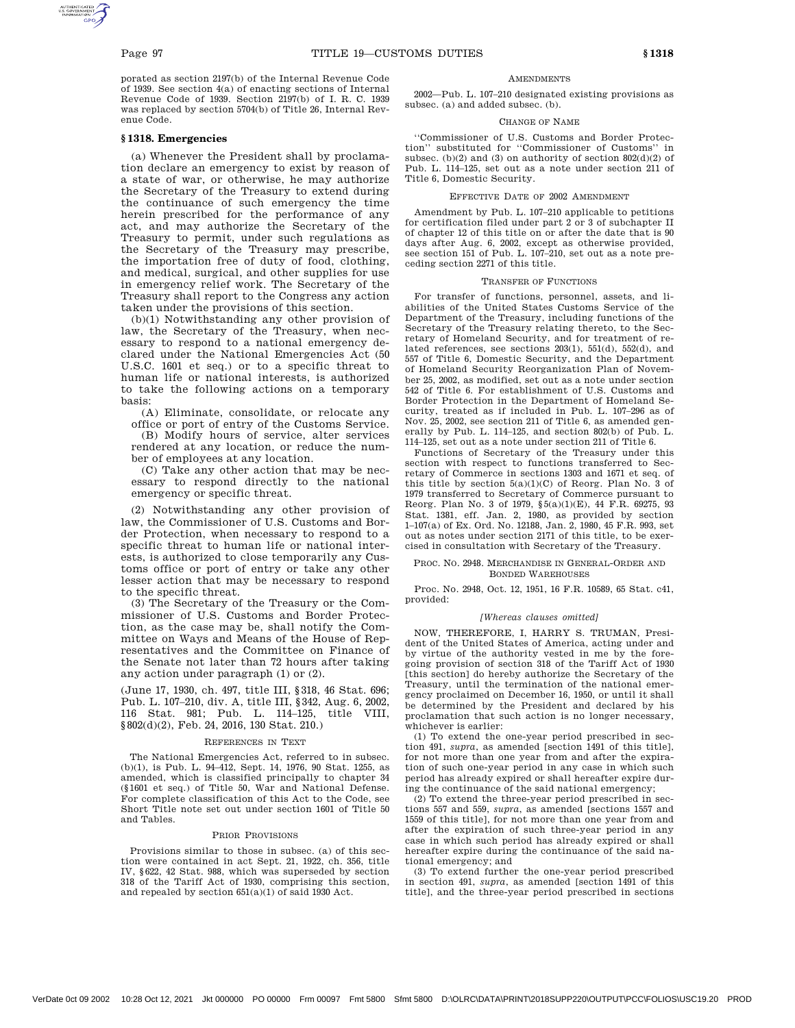porated as section 2197(b) of the Internal Revenue Code of 1939. See section 4(a) of enacting sections of Internal Revenue Code of 1939. Section 2197(b) of I. R. C. 1939 was replaced by section 5704(b) of Title 26, Internal Revenue Code.

## § 1318. Emergencies

(a) Whenever the President shall by proclamation declare an emergency to exist by reason of a state of war, or otherwise, he may authorize the Secretary of the Treasury to extend during the continuance of such emergency the time herein prescribed for the performance of any act, and may authorize the Secretary of the Treasury to permit, under such regulations as the Secretary of the Treasury may prescribe, the importation free of duty of food, clothing, and medical, surgical, and other supplies for use in emergency relief work. The Secretary of the Treasury shall report to the Congress any action taken under the provisions of this section.

(b)(1) Notwithstanding any other provision of law, the Secretary of the Treasury, when necessary to respond to a national emergency declared under the National Emergencies Act (50 U.S.C. 1601 et seq.) or to a specific threat to human life or national interests, is authorized to take the following actions on a temporary basis:

(A) Eliminate, consolidate, or relocate any office or port of entry of the Customs Service.

(B) Modify hours of service, alter services rendered at any location, or reduce the number of employees at any location.

(C) Take any other action that may be necessary to respond directly to the national emergency or specific threat.

(2) Notwithstanding any other provision of law, the Commissioner of U.S. Customs and Border Protection, when necessary to respond to a specific threat to human life or national interests, is authorized to close temporarily any Customs office or port of entry or take any other lesser action that may be necessary to respond to the specific threat.

(3) The Secretary of the Treasury or the Commissioner of U.S. Customs and Border Protection, as the case may be, shall notify the Committee on Ways and Means of the House of Representatives and the Committee on Finance of the Senate not later than 72 hours after taking any action under paragraph (1) or (2).

(June 17, 1930, ch. 497, title III, § 318, 46 Stat. 696; Pub. L. 107–210, div. A, title III, § 342, Aug. 6, 2002, 116 Stat. 981; Pub. L. 114–125, title VIII, § 802(d)(2), Feb. 24, 2016, 130 Stat. 210.)

### References in Text

The National Emergencies Act, referred to in subsec. (b)(1), is Pub. L. 94–412, Sept. 14, 1976, 90 Stat. 1255, as amended, which is classified principally to chapter 34 (§ 1601 et seq.) of Title 50, War and National Defense. For complete classification of this Act to the Code, see Short Title note set out under section 1601 of Title 50 and Tables.

### Prior Provisions

Provisions similar to those in subsec. (a) of this section were contained in act Sept. 21, 1922, ch. 356, title IV, § 622, 42 Stat. 988, which was superseded by section 318 of the Tariff Act of 1930, comprising this section, and repealed by section 651(a)(1) of said 1930 Act.

### Amendments

2002—Pub. L. 107–210 designated existing provisions as subsec. (a) and added subsec. (b).

### Change of Name

''Commissioner of U.S. Customs and Border Protection'' substituted for ''Commissioner of Customs'' in subsec. (b)(2) and (3) on authority of section 802(d)(2) of Pub. L. 114–125, set out as a note under section 211 of Title 6, Domestic Security.

### Effective Date of 2002 Amendment

Amendment by Pub. L. 107–210 applicable to petitions for certification filed under part 2 or 3 of subchapter II of chapter 12 of this title on or after the date that is 90 days after Aug. 6, 2002, except as otherwise provided, see section 151 of Pub. L. 107–210, set out as a note preceding section 2271 of this title.

### Transfer of Functions

For transfer of functions, personnel, assets, and liabilities of the United States Customs Service of the Department of the Treasury, including functions of the Secretary of the Treasury relating thereto, to the Secretary of Homeland Security, and for treatment of related references, see sections 203(1), 551(d), 552(d), and 557 of Title 6, Domestic Security, and the Department of Homeland Security Reorganization Plan of November 25, 2002, as modified, set out as a note under section 542 of Title 6. For establishment of U.S. Customs and Border Protection in the Department of Homeland Security, treated as if included in Pub. L. 107–296 as of Nov. 25, 2002, see section 211 of Title 6, as amended generally by Pub. L. 114–125, and section 802(b) of Pub. L. 114–125, set out as a note under section 211 of Title 6.

Functions of Secretary of the Treasury under this section with respect to functions transferred to Secretary of Commerce in sections 1303 and 1671 et seq. of this title by section 5(a)(1)(C) of Reorg. Plan No. 3 of 1979 transferred to Secretary of Commerce pursuant to Reorg. Plan No. 3 of 1979, § 5(a)(1)(E), 44 F.R. 69275, 93 Stat. 1381, eff. Jan. 2, 1980, as provided by section 1–107(a) of Ex. Ord. No. 12188, Jan. 2, 1980, 45 F.R. 993, set out as notes under section 2171 of this title, to be exercised in consultation with Secretary of the Treasury.

### Proc. No. 2948. Merchandise in General-Order and Bonded Warehouses

Proc. No. 2948, Oct. 12, 1951, 16 F.R. 10589, 65 Stat. c41, provided:

*[Whereas clauses omitted]*

NOW, THEREFORE, I, HARRY S. TRUMAN, President of the United States of America, acting under and by virtue of the authority vested in me by the foregoing provision of section 318 of the Tariff Act of 1930 [this section] do hereby authorize the Secretary of the Treasury, until the termination of the national emergency proclaimed on December 16, 1950, or until it shall be determined by the President and declared by his proclamation that such action is no longer necessary, whichever is earlier:

(1) To extend the one-year period prescribed in section 491, *supra*, as amended [section 1491 of this title], for not more than one year from and after the expiration of such one-year period in any case in which such period has already expired or shall hereafter expire during the continuance of the said national emergency;

(2) To extend the three-year period prescribed in sections 557 and 559, *supra*, as amended [sections 1557 and 1559 of this title], for not more than one year from and after the expiration of such three-year period in any case in which such period has already expired or shall hereafter expire during the continuance of the said national emergency; and

(3) To extend further the one-year period prescribed in section 491, *supra*, as amended [section 1491 of this title], and the three-year period prescribed in sections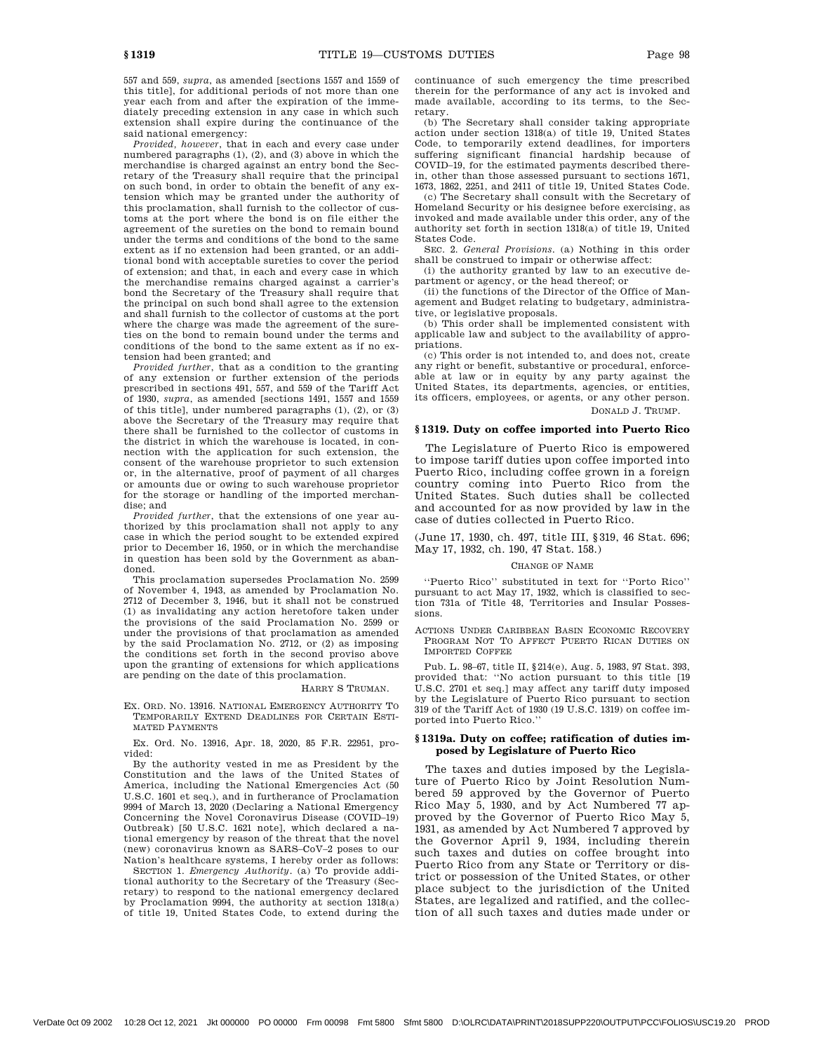557 and 559, *supra*, as amended [sections 1557 and 1559 of this title], for additional periods of not more than one year each from and after the expiration of the immediately preceding extension in any case in which such extension shall expire during the continuance of the said national emergency:

*Provided, however*, that in each and every case under numbered paragraphs (1), (2), and (3) above in which the merchandise is charged against an entry bond the Secretary of the Treasury shall require that the principal on such bond, in order to obtain the benefit of any extension which may be granted under the authority of this proclamation, shall furnish to the collector of customs at the port where the bond is on file either the agreement of the sureties on the bond to remain bound under the terms and conditions of the bond to the same extent as if no extension had been granted, or an additional bond with acceptable sureties to cover the period of extension; and that, in each and every case in which the merchandise remains charged against a carrier's bond the Secretary of the Treasury shall require that the principal on such bond shall agree to the extension and shall furnish to the collector of customs at the port where the charge was made the agreement of the sureties on the bond to remain bound under the terms and conditions of the bond to the same extent as if no extension had been granted; and

*Provided further*, that as a condition to the granting of any extension or further extension of the periods prescribed in sections 491, 557, and 559 of the Tariff Act of 1930, *supra*, as amended [sections 1491, 1557 and 1559 of this title], under numbered paragraphs (1), (2), or (3) above the Secretary of the Treasury may require that there shall be furnished to the collector of customs in the district in which the warehouse is located, in connection with the application for such extension, the consent of the warehouse proprietor to such extension or, in the alternative, proof of payment of all charges or amounts due or owing to such warehouse proprietor for the storage or handling of the imported merchandise; and

*Provided further*, that the extensions of one year authorized by this proclamation shall not apply to any case in which the period sought to be extended expired prior to December 16, 1950, or in which the merchandise in question has been sold by the Government as abandoned.

This proclamation supersedes Proclamation No. 2599 of November 4, 1943, as amended by Proclamation No. 2712 of December 3, 1946, but it shall not be construed (1) as invalidating any action heretofore taken under the provisions of the said Proclamation No. 2599 or under the provisions of that proclamation as amended by the said Proclamation No. 2712, or (2) as imposing the conditions set forth in the second proviso above upon the granting of extensions for which applications are pending on the date of this proclamation.

HARRY S TRUMAN.

EX. ORD. NO. 13916. NATIONAL EMERGENCY AUTHORITY TO TEMPORARILY EXTEND DEADLINES FOR CERTAIN ESTIMATED PAYMENTS

Ex. Ord. No. 13916, Apr. 18, 2020, 85 F.R. 22951, provided:

By the authority vested in me as President by the Constitution and the laws of the United States of America, including the National Emergencies Act (50 U.S.C. 1601 et seq.), and in furtherance of Proclamation 9994 of March 13, 2020 (Declaring a National Emergency Concerning the Novel Coronavirus Disease (COVID–19) Outbreak) [50 U.S.C. 1621 note], which declared a national emergency by reason of the threat that the novel (new) coronavirus known as SARS–CoV–2 poses to our Nation's healthcare systems, I hereby order as follows:

SECTION 1. *Emergency Authority*. (a) To provide additional authority to the Secretary of the Treasury (Secretary) to respond to the national emergency declared by Proclamation 9994, the authority at section 1318(a) of title 19, United States Code, to extend during the continuance of such emergency the time prescribed therein for the performance of any act is invoked and made available, according to its terms, to the Secretary.

(b) The Secretary shall consider taking appropriate action under section 1318(a) of title 19, United States Code, to temporarily extend deadlines, for importers suffering significant financial hardship because of COVID–19, for the estimated payments described therein, other than those assessed pursuant to sections 1671, 1673, 1862, 2251, and 2411 of title 19, United States Code.

(c) The Secretary shall consult with the Secretary of Homeland Security or his designee before exercising, as invoked and made available under this order, any of the authority set forth in section 1318(a) of title 19, United States Code.

SEC. 2. *General Provisions*. (a) Nothing in this order shall be construed to impair or otherwise affect:

(i) the authority granted by law to an executive department or agency, or the head thereof; or

(ii) the functions of the Director of the Office of Management and Budget relating to budgetary, administrative, or legislative proposals.

(b) This order shall be implemented consistent with applicable law and subject to the availability of appropriations.

(c) This order is not intended to, and does not, create any right or benefit, substantive or procedural, enforceable at law or in equity by any party against the United States, its departments, agencies, or entities, its officers, employees, or agents, or any other person.

DONALD J. TRUMP.

## § 1319. Duty on coffee imported into Puerto Rico

The Legislature of Puerto Rico is empowered to impose tariff duties upon coffee imported into Puerto Rico, including coffee grown in a foreign country coming into Puerto Rico from the United States. Such duties shall be collected and accounted for as now provided by law in the case of duties collected in Puerto Rico.

(June 17, 1930, ch. 497, title III, § 319, 46 Stat. 696; May 17, 1932, ch. 190, 47 Stat. 158.)

CHANGE OF NAME

''Puerto Rico'' substituted in text for ''Porto Rico'' pursuant to act May 17, 1932, which is classified to section 731a of Title 48, Territories and Insular Possessions.

ACTIONS UNDER CARIBBEAN BASIN ECONOMIC RECOVERY PROGRAM NOT TO AFFECT PUERTO RICAN DUTIES ON IMPORTED COFFEE

Pub. L. 98–67, title II, § 214(e), Aug. 5, 1983, 97 Stat. 393, provided that: ''No action pursuant to this title [19 U.S.C. 2701 et seq.] may affect any tariff duty imposed by the Legislature of Puerto Rico pursuant to section 319 of the Tariff Act of 1930 (19 U.S.C. 1319) on coffee imported into Puerto Rico.''

## § 1319a. Duty on coffee; ratification of duties imposed by Legislature of Puerto Rico

The taxes and duties imposed by the Legislature of Puerto Rico by Joint Resolution Numbered 59 approved by the Governor of Puerto Rico May 5, 1930, and by Act Numbered 77 approved by the Governor of Puerto Rico May 5, 1931, as amended by Act Numbered 7 approved by the Governor April 9, 1934, including therein such taxes and duties on coffee brought into Puerto Rico from any State or Territory or district or possession of the United States, or other place subject to the jurisdiction of the United States, are legalized and ratified, and the collection of all such taxes and duties made under or